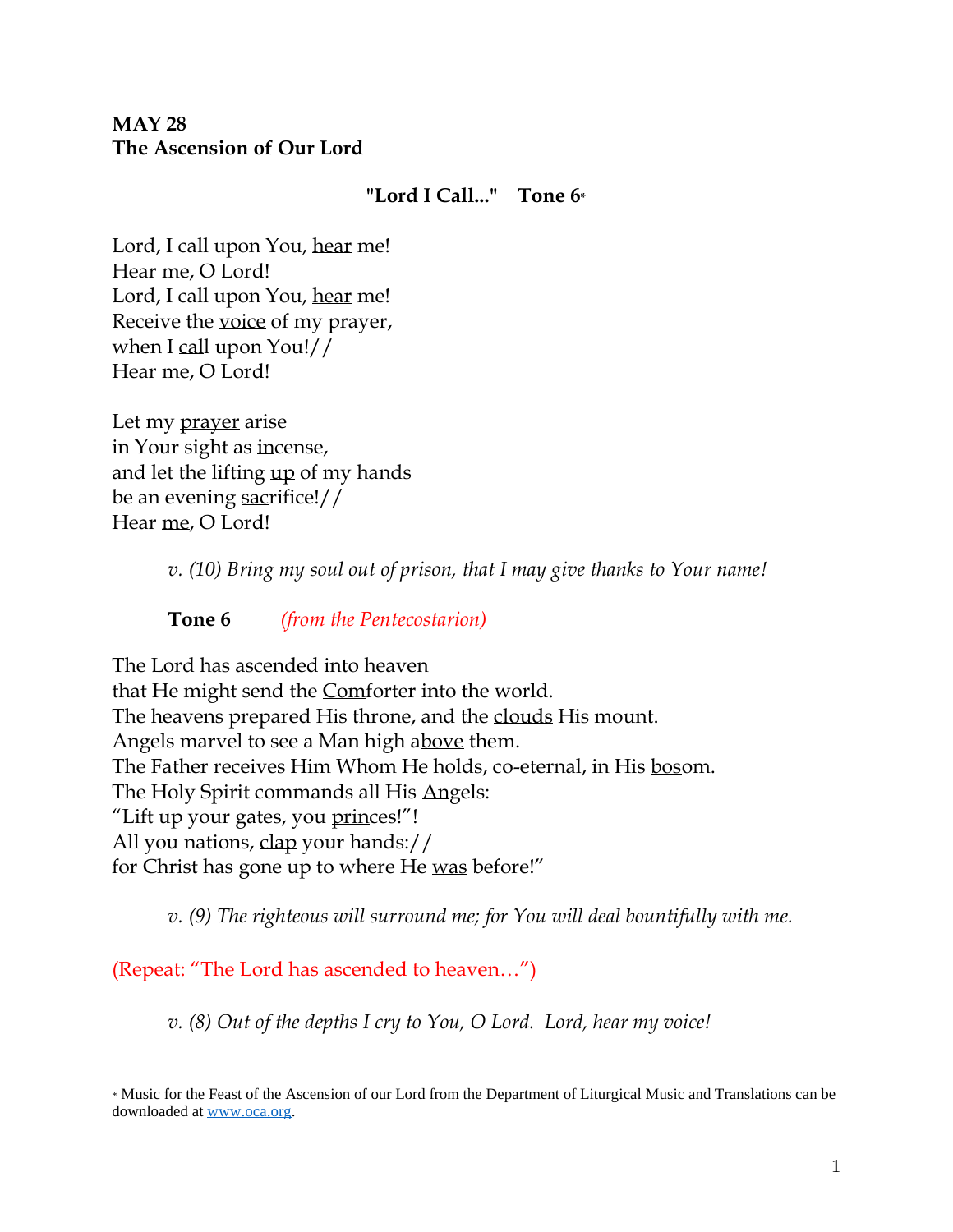**MAY 28**
**The Ascension of Our Lord**

**"Lord I Call..." Tone 6***

Lord, I call upon You, hear me!
Hear me, O Lord!
Lord, I call upon You, hear me!
Receive the voice of my prayer,
when I call upon You!//
Hear me, O Lord!

Let my prayer arise
in Your sight as incense,
and let the lifting up of my hands
be an evening sacrifice!//
Hear me, O Lord!

*v. (10) Bring my soul out of prison, that I may give thanks to Your name!*

**Tone 6** *(from the Pentecostarion)*

The Lord has ascended into heaven
that He might send the Comforter into the world.
The heavens prepared His throne, and the clouds His mount.
Angels marvel to see a Man high above them.
The Father receives Him Whom He holds, co-eternal, in His bosom.
The Holy Spirit commands all His Angels:
"Lift up your gates, you princes!"!
All you nations, clap your hands://
for Christ has gone up to where He was before!"

*v. (9) The righteous will surround me; for You will deal bountifully with me.*

(Repeat: "The Lord has ascended to heaven…")

*v. (8) Out of the depths I cry to You, O Lord. Lord, hear my voice!*

* Music for the Feast of the Ascension of our Lord from the Department of Liturgical Music and Translations can be downloaded at www.oca.org.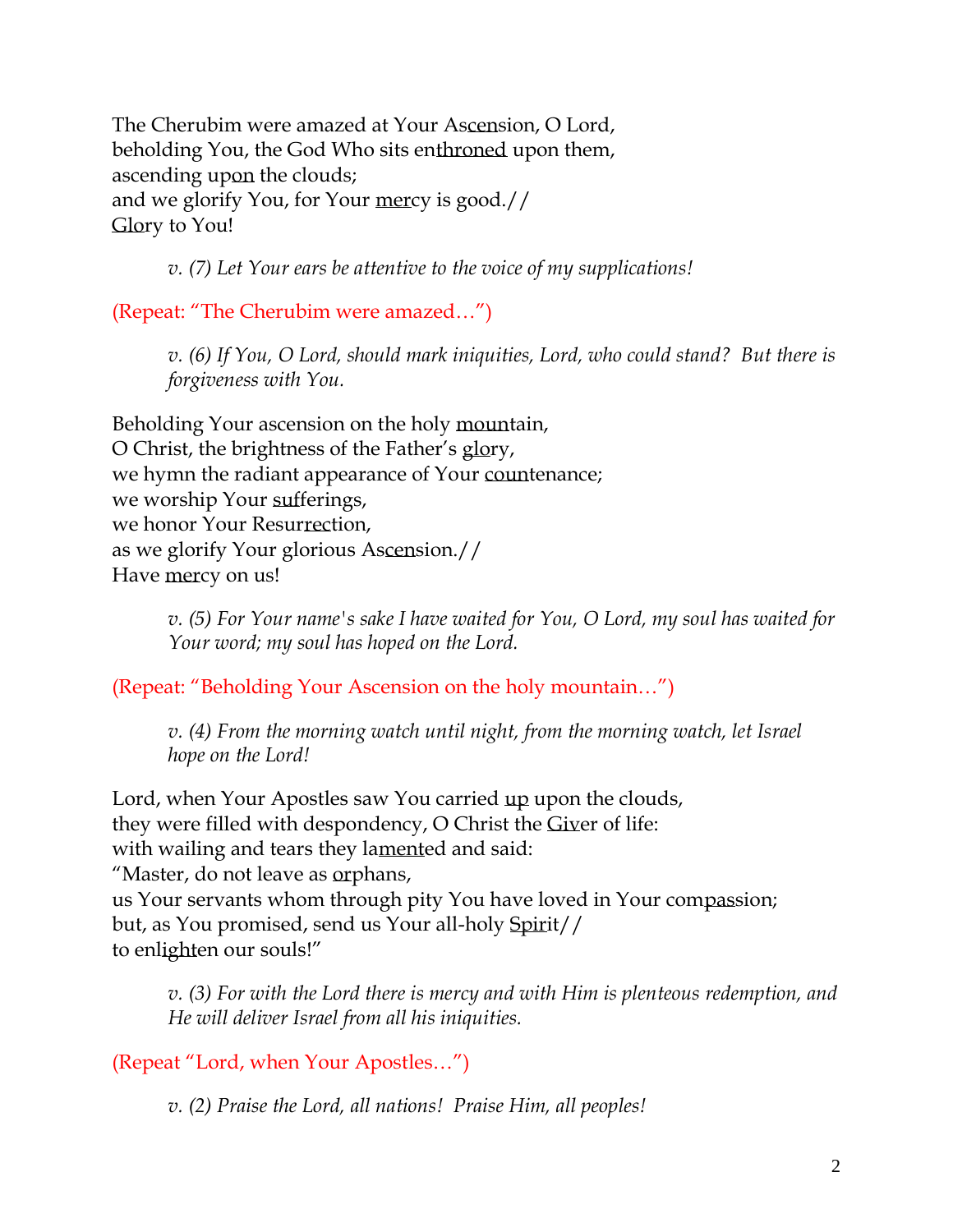The Cherubim were amazed at Your Ascension, O Lord,
beholding You, the God Who sits enthroned upon them,
ascending upon the clouds;
and we glorify You, for Your mercy is good.//
Glory to You!

> *v. (7) Let Your ears be attentive to the voice of my supplications!*

(Repeat: "The Cherubim were amazed…")

> *v. (6) If You, O Lord, should mark iniquities, Lord, who could stand? But there is forgiveness with You.*

Beholding Your ascension on the holy mountain,
O Christ, the brightness of the Father's glory,
we hymn the radiant appearance of Your countenance;
we worship Your sufferings,
we honor Your Resurrection,
as we glorify Your glorious Ascension.//
Have mercy on us!

> *v. (5) For Your name's sake I have waited for You, O Lord, my soul has waited for Your word; my soul has hoped on the Lord.*

(Repeat: "Beholding Your Ascension on the holy mountain…")

> *v. (4) From the morning watch until night, from the morning watch, let Israel hope on the Lord!*

Lord, when Your Apostles saw You carried up upon the clouds,
they were filled with despondency, O Christ the Giver of life:
with wailing and tears they lamented and said:
"Master, do not leave as orphans,
us Your servants whom through pity You have loved in Your compassion;
but, as You promised, send us Your all-holy Spirit//
to enlighten our souls!"

> *v. (3) For with the Lord there is mercy and with Him is plenteous redemption, and He will deliver Israel from all his iniquities.*

(Repeat "Lord, when Your Apostles…")

> *v. (2) Praise the Lord, all nations! Praise Him, all peoples!*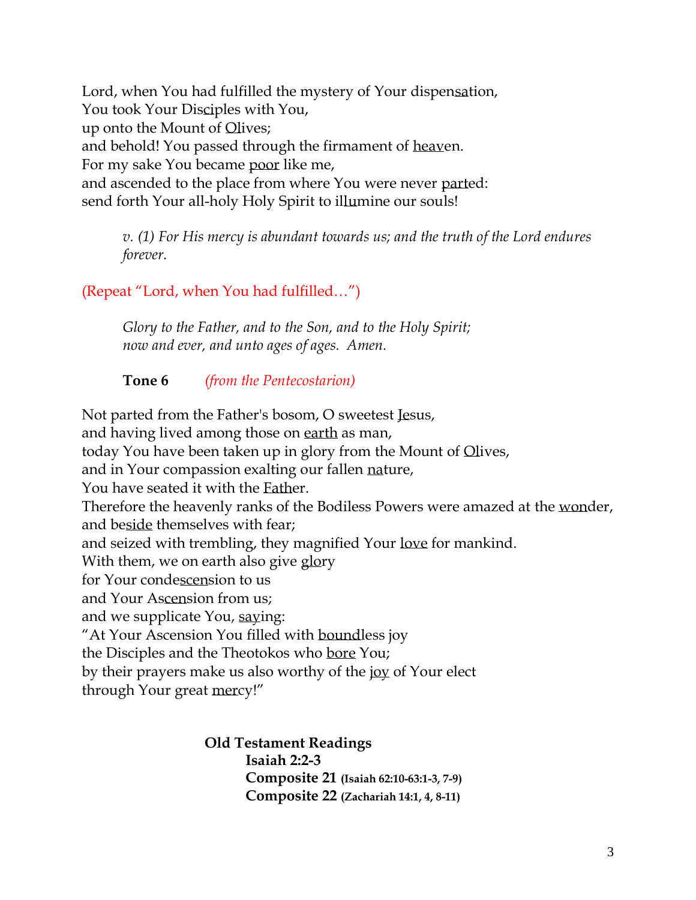Lord, when You had fulfilled the mystery of Your dispen<u>sa</u>tion,
You took Your Dis<u>ci</u>ples with You,
up onto the Mount of <u>O</u>lives;
and behold! You passed through the firmament of <u>heav</u>en.
For my sake You became <u>poor</u> like me,
and ascended to the place from where You were never <u>part</u>ed:
send forth Your all-holy Holy Spirit to il<u>lu</u>mine our souls!

> *v. (1) For His mercy is abundant towards us; and the truth of the Lord endures forever.*

(Repeat "Lord, when You had fulfilled…")

> *Glory to the Father, and to the Son, and to the Holy Spirit;*
> *now and ever, and unto ages of ages. Amen.*

**Tone 6** *(from the Pentecostarion)*

Not parted from the Father's bosom, O sweetest <u>Je</u>sus,
and having lived among those on <u>earth</u> as man,
today You have been taken up in glory from the Mount of <u>O</u>lives,
and in Your compassion exalting our fallen <u>na</u>ture,
You have seated it with the <u>Fath</u>er.
Therefore the heavenly ranks of the Bodiless Powers were amazed at the <u>won</u>der,
and be<u>side</u> themselves with fear;
and seized with trembling, they magnified Your <u>love</u> for mankind.
With them, we on earth also give <u>glo</u>ry
for Your conde<u>scen</u>sion to us
and Your As<u>cen</u>sion from us;
and we supplicate You, <u>say</u>ing:
"At Your Ascension You filled with <u>bound</u>less joy
the Disciples and the Theotokos who <u>bore</u> You;
by their prayers make us also worthy of the <u>joy</u> of Your elect
through Your great <u>mer</u>cy!"

**Old Testament Readings**
**Isaiah 2:2-3**
**Composite 21** **(Isaiah 62:10-63:1-3, 7-9)**
**Composite 22** **(Zachariah 14:1, 4, 8-11)**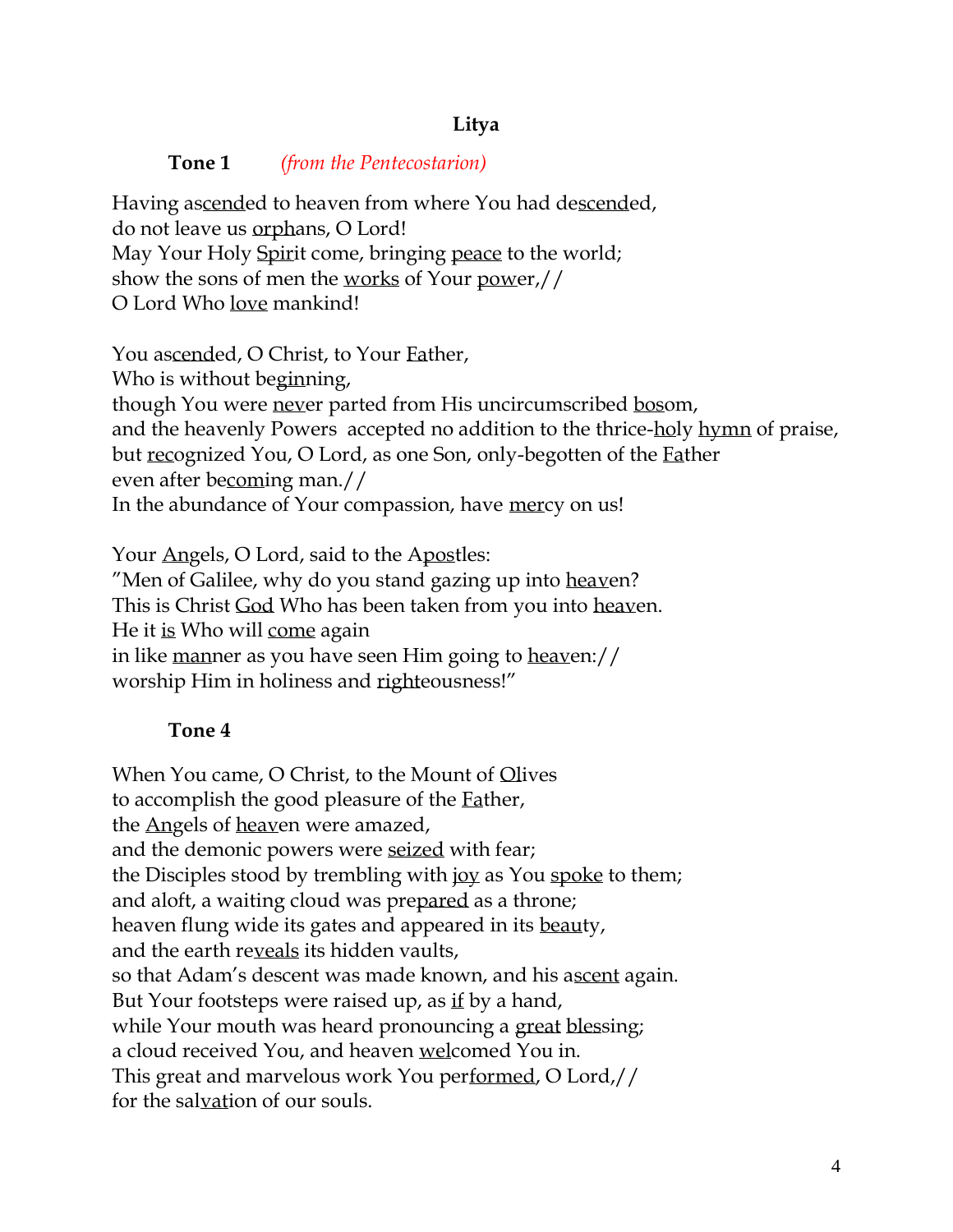**Litya**

**Tone 1** *(from the Pentecostarion)*

Having ascended to heaven from where You had descended,
do not leave us orphans, O Lord!
May Your Holy Spirit come, bringing peace to the world;
show the sons of men the works of Your power,//
O Lord Who love mankind!

You ascended, O Christ, to Your Father,
Who is without beginning,
though You were never parted from His uncircumscribed bosom,
and the heavenly Powers accepted no addition to the thrice-holy hymn of praise,
but recognized You, O Lord, as one Son, only-begotten of the Father
even after becoming man.//
In the abundance of Your compassion, have mercy on us!

Your Angels, O Lord, said to the Apostles:
"Men of Galilee, why do you stand gazing up into heaven?
This is Christ God Who has been taken from you into heaven.
He it is Who will come again
in like manner as you have seen Him going to heaven://
worship Him in holiness and righteousness!"

**Tone 4**

When You came, O Christ, to the Mount of Olives
to accomplish the good pleasure of the Father,
the Angels of heaven were amazed,
and the demonic powers were seized with fear;
the Disciples stood by trembling with joy as You spoke to them;
and aloft, a waiting cloud was prepared as a throne;
heaven flung wide its gates and appeared in its beauty,
and the earth reveals its hidden vaults,
so that Adam's descent was made known, and his ascent again.
But Your footsteps were raised up, as if by a hand,
while Your mouth was heard pronouncing a great blessing;
a cloud received You, and heaven welcomed You in.
This great and marvelous work You performed, O Lord,//
for the salvation of our souls.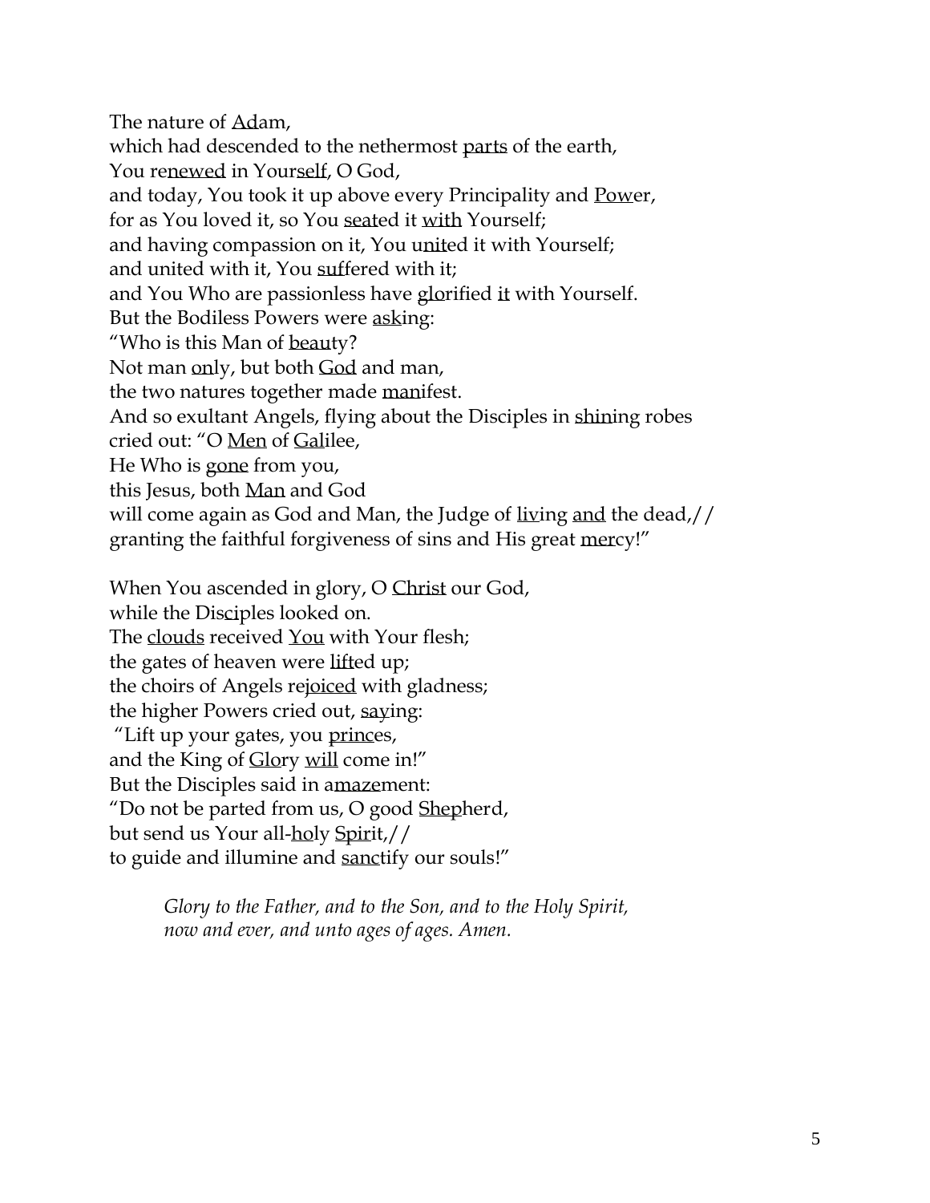The nature of <u>Ad</u>am,  
which had descended to the nethermost <u>parts</u> of the earth,  
You re<u>newed</u> in Your<u>self</u>, O God,  
and today, You took it up above every Principality and <u>Pow</u>er,  
for as You loved it, so You <u>seat</u>ed it <u>with</u> Yourself;  
and having compassion on it, You u<u>nit</u>ed it with Yourself;  
and united with it, You <u>suf</u>fered with it;  
and You Who are passionless have <u>glo</u>rified <u>it</u> with Yourself.  
But the Bodiless Powers were <u>ask</u>ing:  
"Who is this Man of <u>beau</u>ty?  
Not man <u>on</u>ly, but both <u>God</u> and man,  
the two natures together made <u>man</u>ifest.  
And so exultant Angels, flying about the Disciples in <u>shin</u>ing robes  
cried out: "O <u>Men</u> of <u>Gal</u>ilee,  
He Who is <u>gone</u> from you,  
this Jesus, both <u>Man</u> and God  
will come again as God and Man, the Judge of <u>liv</u>ing <u>and</u> the dead,//  
granting the faithful forgiveness of sins and His great <u>mer</u>cy!"

When You ascended in glory, O <u>Christ</u> our God,  
while the Dis<u>ci</u>ples looked on.  
The <u>clouds</u> received <u>You</u> with Your flesh;  
the gates of heaven were <u>lift</u>ed up;  
the choirs of Angels re<u>joiced</u> with gladness;  
the higher Powers cried out, <u>say</u>ing:  
"Lift up your gates, you <u>princ</u>es,  
and the King of <u>Glo</u>ry <u>will</u> come in!"  
But the Disciples said in a<u>maze</u>ment:  
"Do not be parted from us, O good <u>Shep</u>herd,  
but send us Your all-<u>ho</u>ly <u>Spir</u>it,//  
to guide and illumine and <u>sanc</u>tify our souls!"

*Glory to the Father, and to the Son, and to the Holy Spirit,*  
*now and ever, and unto ages of ages. Amen.*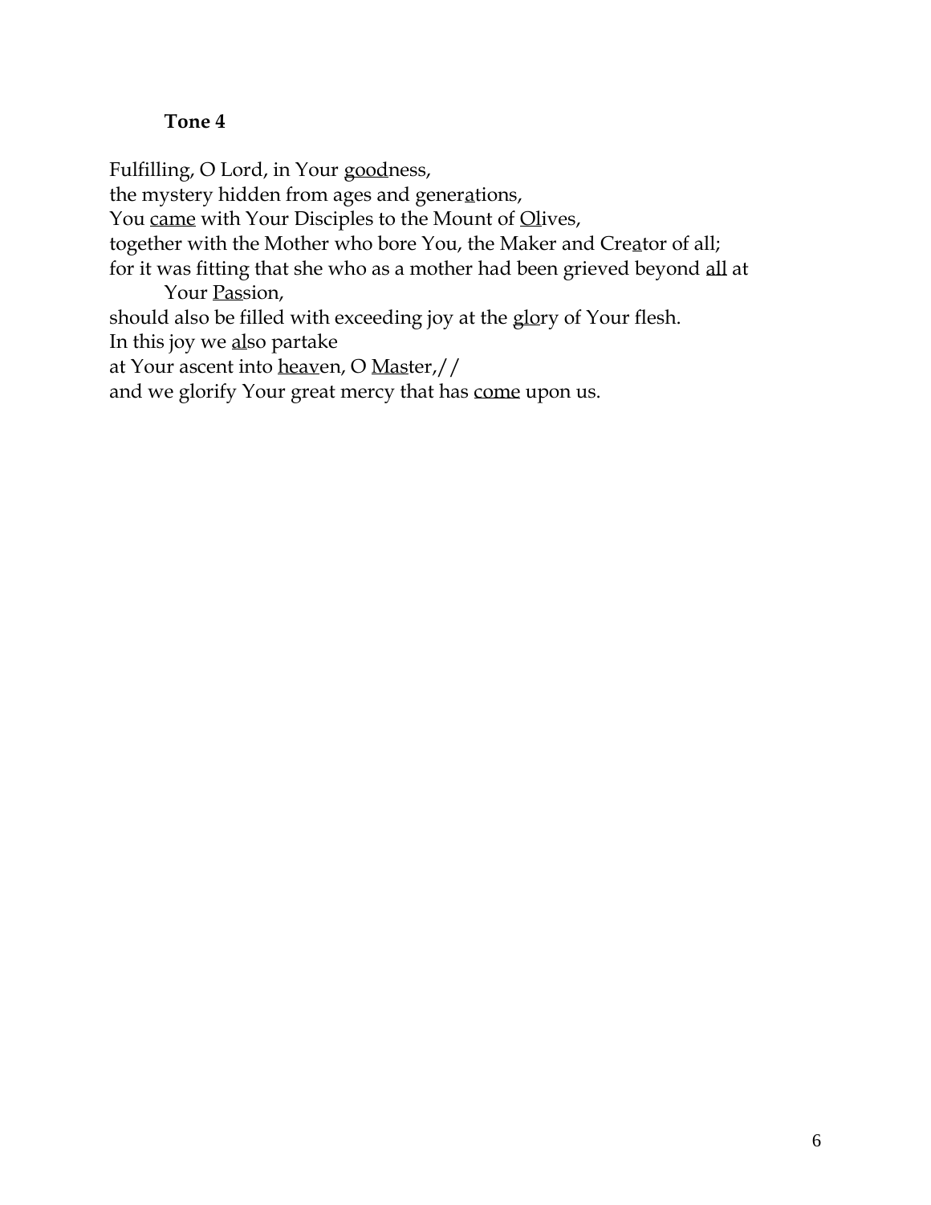**Tone 4**

Fulfilling, O Lord, in Your <u>good</u>ness,
the mystery hidden from ages and gener<u>a</u>tions,
You <u>came</u> with Your Disciples to the Mount of <u>Ol</u>ives,
together with the Mother who bore You, the Maker and Cre<u>a</u>tor of all;
for it was fitting that she who as a mother had been grieved beyond <u>all</u> at
    Your <u>Pas</u>sion,
should also be filled with exceeding joy at the <u>glo</u>ry of Your flesh.
In this joy we <u>al</u>so partake
at Your ascent into <u>heav</u>en, O <u>Mas</u>ter,//
and we glorify Your great mercy that has <u>come</u> upon us.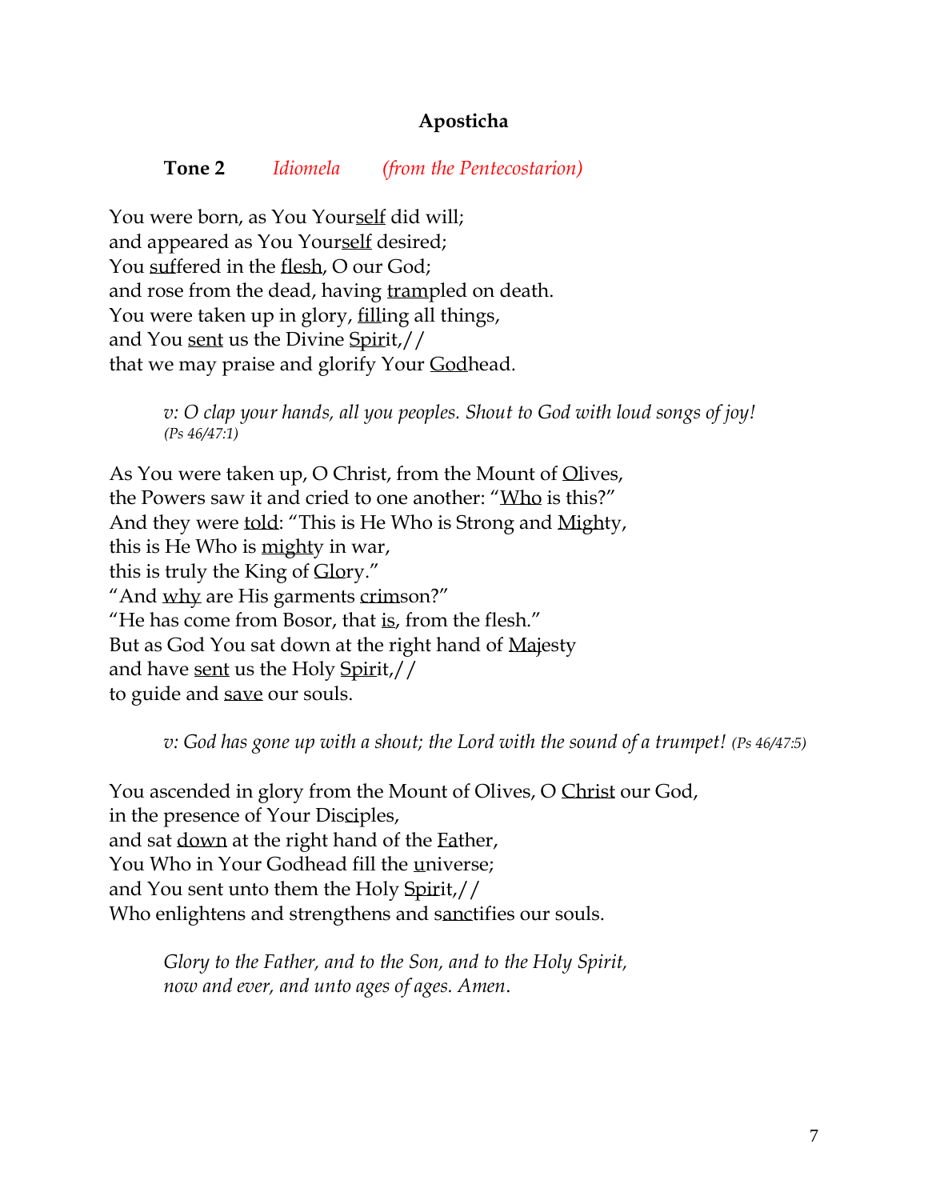### Aposticha

**Tone 2** *Idiomela* *(from the Pentecostarion)*

You were born, as You Yourself did will;  
and appeared as You Yourself desired;  
You suffered in the flesh, O our God;  
and rose from the dead, having trampled on death.  
You were taken up in glory, filling all things,  
and You sent us the Divine Spirit,//  
that we may praise and glorify Your Godhead.

*v: O clap your hands, all you peoples. Shout to God with loud songs of joy! (Ps 46/47:1)*

As You were taken up, O Christ, from the Mount of Olives,  
the Powers saw it and cried to one another: "Who is this?"  
And they were told: "This is He Who is Strong and Mighty,  
this is He Who is mighty in war,  
this is truly the King of Glory."  
"And why are His garments crimson?"  
"He has come from Bosor, that is, from the flesh."  
But as God You sat down at the right hand of Majesty  
and have sent us the Holy Spirit,//  
to guide and save our souls.

*v: God has gone up with a shout; the Lord with the sound of a trumpet! (Ps 46/47:5)*

You ascended in glory from the Mount of Olives, O Christ our God,  
in the presence of Your Disciples,  
and sat down at the right hand of the Father,  
You Who in Your Godhead fill the universe;  
and You sent unto them the Holy Spirit,//  
Who enlightens and strengthens and sanctifies our souls.

*Glory to the Father, and to the Son, and to the Holy Spirit,*  
*now and ever, and unto ages of ages. Amen.*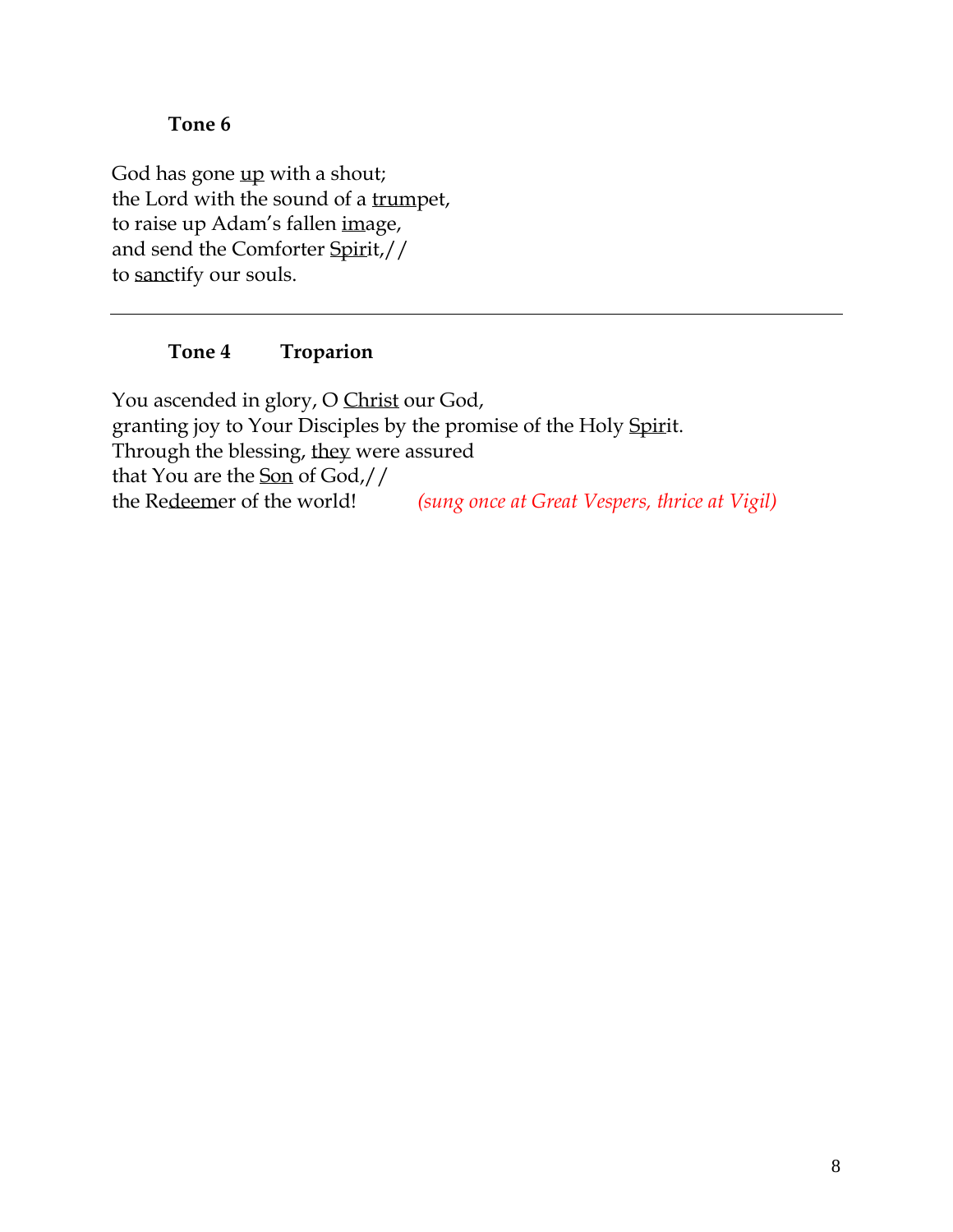**Tone 6**

God has gone <u>up</u> with a shout;
the Lord with the sound of a <u>trum</u>pet,
to raise up Adam's fallen <u>im</u>age,
and send the Comforter <u>Spir</u>it,//
to <u>sanc</u>tify our souls.

---

**Tone 4 Troparion**

You ascended in glory, O <u>Christ</u> our God,
granting joy to Your Disciples by the promise of the Holy <u>Spir</u>it.
Through the blessing, <u>they</u> were assured
that You are the <u>Son</u> of God,//
the Re<u>deem</u>er of the world! *(sung once at Great Vespers, thrice at Vigil)*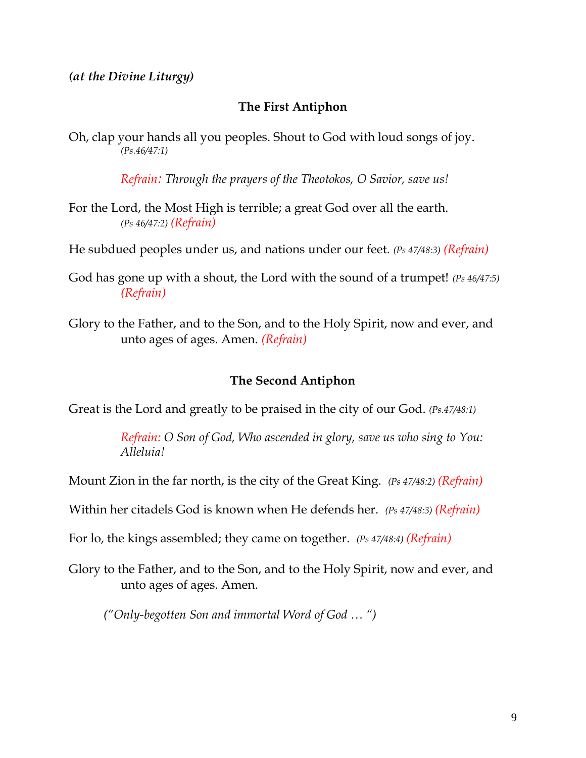***(at the Divine Liturgy)***

**The First Antiphon**

Oh, clap your hands all you peoples. Shout to God with loud songs of joy. *(Ps.46/47:1)*

*Refrain: Through the prayers of the Theotokos, O Savior, save us!*

For the Lord, the Most High is terrible; a great God over all the earth. *(Ps 46/47:2) (Refrain)*

He subdued peoples under us, and nations under our feet. *(Ps 47/48:3) (Refrain)*

God has gone up with a shout, the Lord with the sound of a trumpet! *(Ps 46/47:5) (Refrain)*

Glory to the Father, and to the Son, and to the Holy Spirit, now and ever, and unto ages of ages. Amen. *(Refrain)*

**The Second Antiphon**

Great is the Lord and greatly to be praised in the city of our God. *(Ps.47/48:1)*

*Refrain: O Son of God, Who ascended in glory, save us who sing to You: Alleluia!*

Mount Zion in the far north, is the city of the Great King. *(Ps 47/48:2) (Refrain)*

Within her citadels God is known when He defends her. *(Ps 47/48:3) (Refrain)*

For lo, the kings assembled; they came on together. *(Ps 47/48:4) (Refrain)*

Glory to the Father, and to the Son, and to the Holy Spirit, now and ever, and unto ages of ages. Amen.

*("Only-begotten Son and immortal Word of God … ")*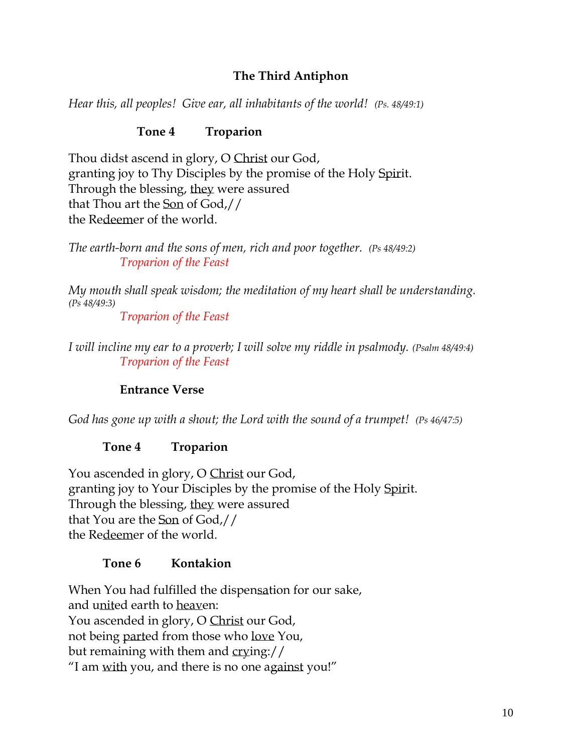### The Third Antiphon

*Hear this, all peoples! Give ear, all inhabitants of the world!* *(Ps. 48/49:1)*

**Tone 4 Troparion**

Thou didst ascend in glory, O <u>Christ</u> our God,
granting joy to Thy Disciples by the promise of the Holy <u>Spir</u>it.
Through the blessing, <u>they</u> were assured
that Thou art the <u>Son</u> of God,//
the Re<u>deem</u>er of the world.

*The earth-born and the sons of men, rich and poor together.* *(Ps 48/49:2)*
*Troparion of the Feast*

*My mouth shall speak wisdom; the meditation of my heart shall be understanding.* *(Ps 48/49:3)*
*Troparion of the Feast*

*I will incline my ear to a proverb; I will solve my riddle in psalmody.* *(Psalm 48/49:4)*
*Troparion of the Feast*

**Entrance Verse**

*God has gone up with a shout; the Lord with the sound of a trumpet!* *(Ps 46/47:5)*

**Tone 4 Troparion**

You ascended in glory, O <u>Christ</u> our God,
granting joy to Your Disciples by the promise of the Holy <u>Spir</u>it.
Through the blessing, <u>they</u> were assured
that You are the <u>Son</u> of God,//
the Re<u>deem</u>er of the world.

**Tone 6 Kontakion**

When You had fulfilled the dispen<u>sa</u>tion for our sake,
and u<u>nit</u>ed earth to <u>heav</u>en:
You ascended in glory, O <u>Christ</u> our God,
not being <u>part</u>ed from those who <u>love</u> You,
but remaining with them and <u>cry</u>ing://
"I am <u>with</u> you, and there is no one a<u>gainst</u> you!"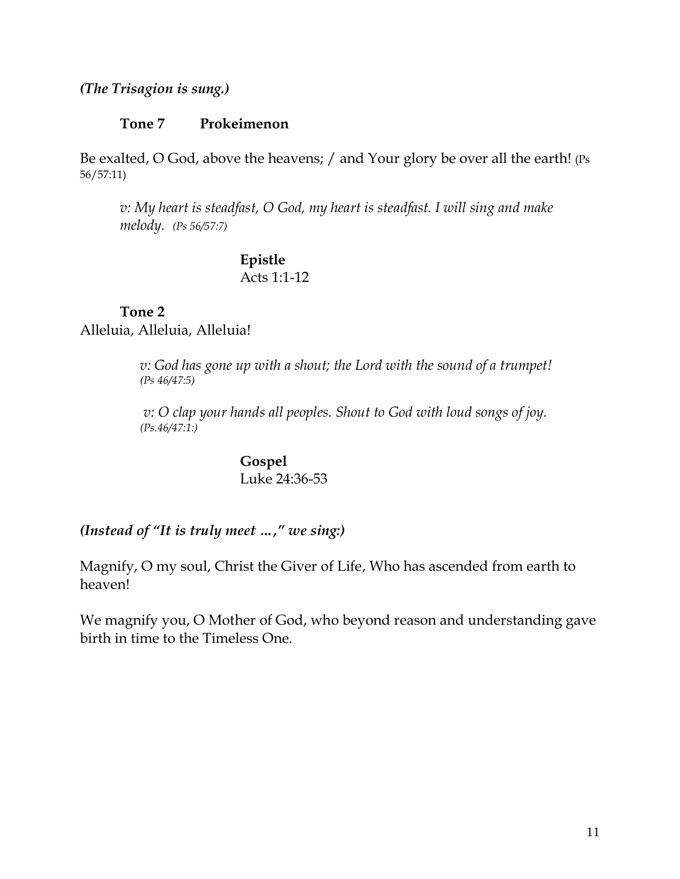***(The Trisagion is sung.)***

**Tone 7 Prokeimenon**

Be exalted, O God, above the heavens; / and Your glory be over all the earth! (Ps 56/57:11)

*v: My heart is steadfast, O God, my heart is steadfast. I will sing and make melody. (Ps 56/57:7)*

**Epistle**
Acts 1:1-12

**Tone 2**
Alleluia, Alleluia, Alleluia!

*v: God has gone up with a shout; the Lord with the sound of a trumpet! (Ps 46/47:5)*

*v: O clap your hands all peoples. Shout to God with loud songs of joy. (Ps.46/47:1:)*

**Gospel**
Luke 24:36-53

***(Instead of "It is truly meet ...," we sing:)***

Magnify, O my soul, Christ the Giver of Life, Who has ascended from earth to heaven!

We magnify you, O Mother of God, who beyond reason and understanding gave birth in time to the Timeless One.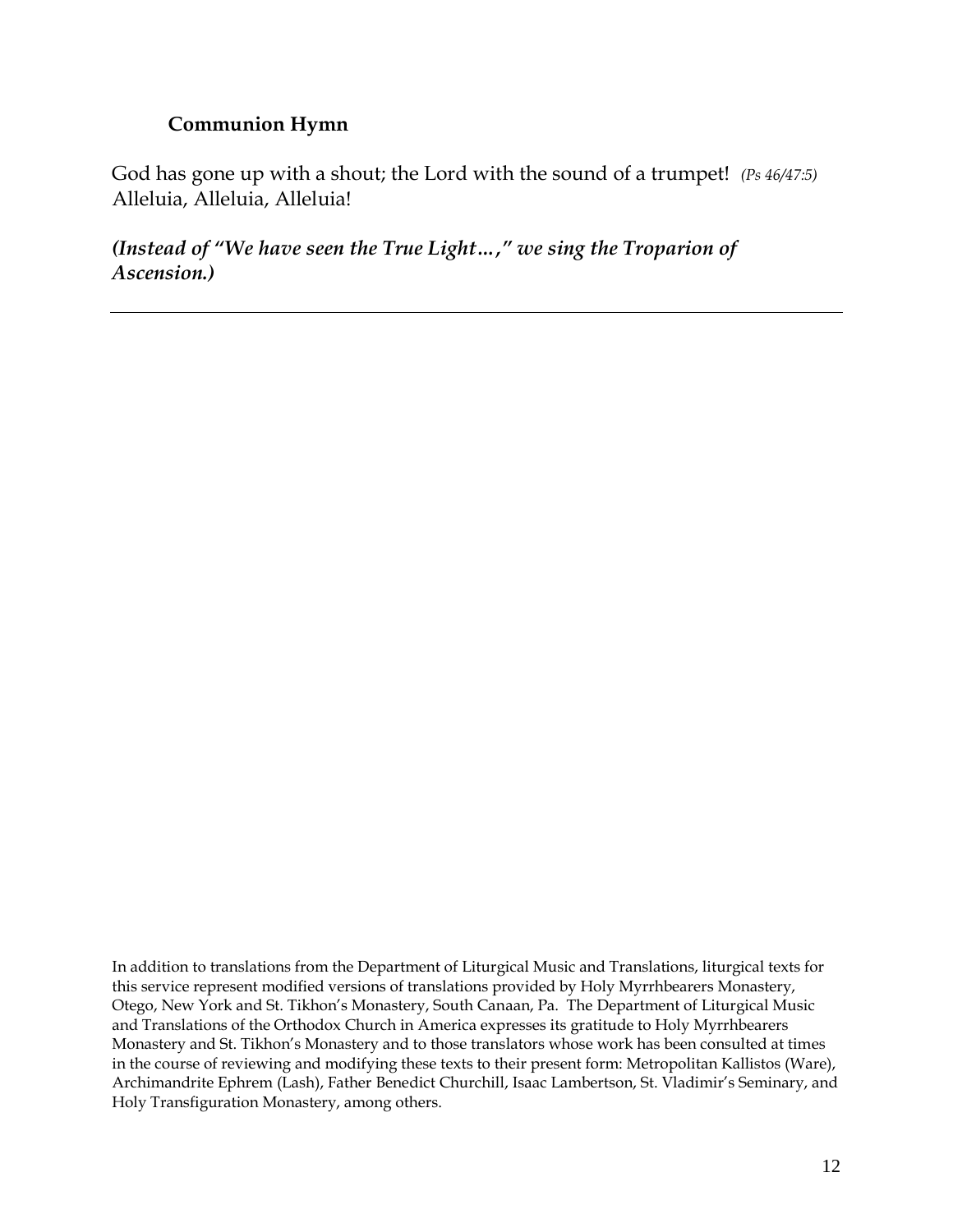### Communion Hymn

God has gone up with a shout; the Lord with the sound of a trumpet! *(Ps 46/47:5)*
Alleluia, Alleluia, Alleluia!

***(Instead of "We have seen the True Light…," we sing the Troparion of Ascension.)***

---

In addition to translations from the Department of Liturgical Music and Translations, liturgical texts for this service represent modified versions of translations provided by Holy Myrrhbearers Monastery, Otego, New York and St. Tikhon's Monastery, South Canaan, Pa. The Department of Liturgical Music and Translations of the Orthodox Church in America expresses its gratitude to Holy Myrrhbearers Monastery and St. Tikhon's Monastery and to those translators whose work has been consulted at times in the course of reviewing and modifying these texts to their present form: Metropolitan Kallistos (Ware), Archimandrite Ephrem (Lash), Father Benedict Churchill, Isaac Lambertson, St. Vladimir's Seminary, and Holy Transfiguration Monastery, among others.